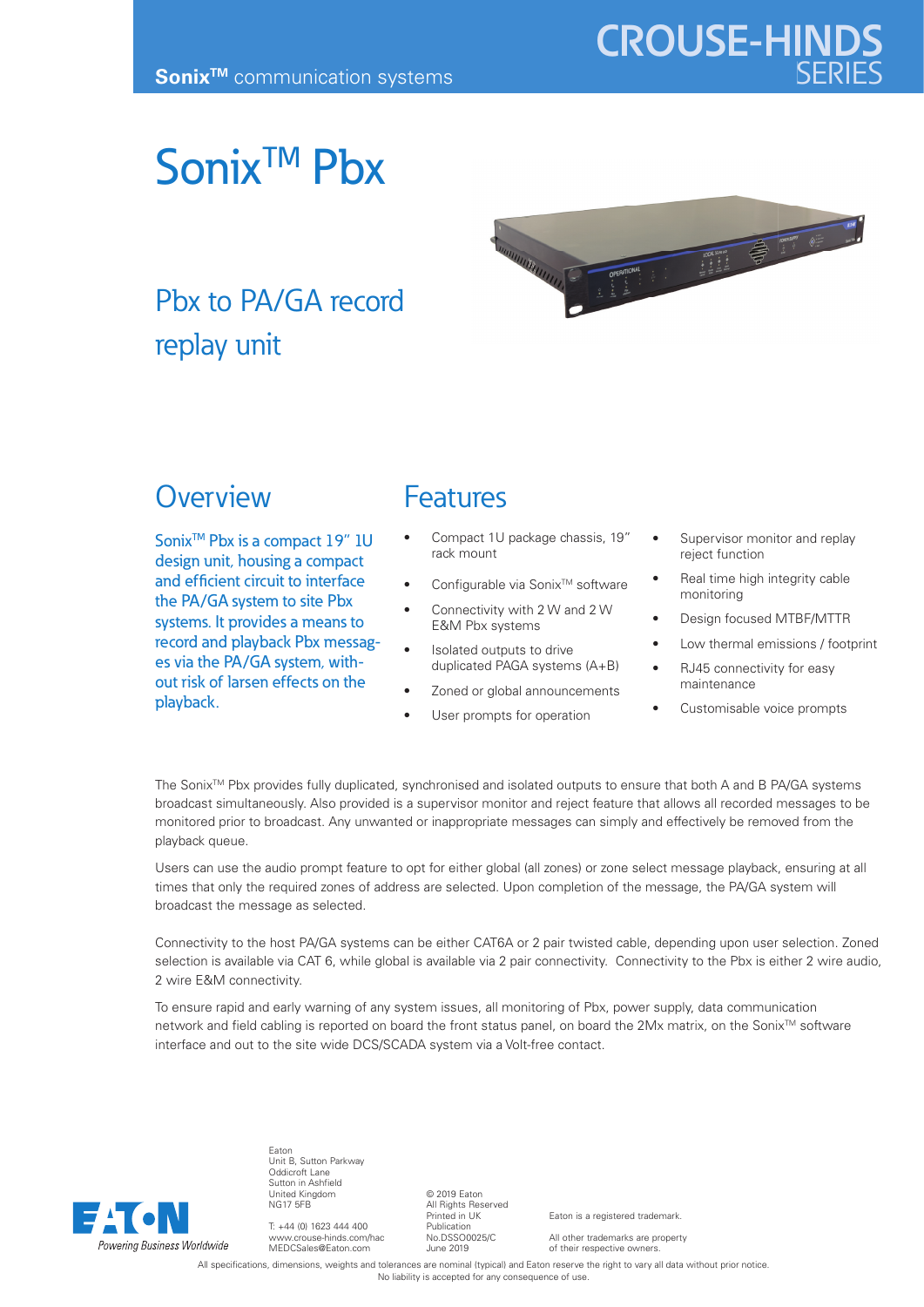**Sonix™** communication systems

CROUSE-HINDS SERIES

# Sonix™ Pbx

## Pbx to PA/GA record replay unit

## Overview

Sonix™ Pbx is a compact 19" 1U design unit, housing a compact and efficient circuit to interface the PA/GA system to site Pbx systems. It provides a means to record and playback Pbx messages via the PA/GA system, without risk of larsen effects on the playback.

## Features

- Compact 1U package chassis, 19" rack mount
- Configurable via Sonix™ software
- Connectivity with 2 W and 2 W E&M Pbx systems
- Isolated outputs to drive duplicated PAGA systems (A+B)
- Zoned or global announcements
- User prompts for operation
- Supervisor monitor and replay reject function
- Real time high integrity cable monitoring
- Design focused MTBF/MTTR
- Low thermal emissions / footprint
- RJ45 connectivity for easy maintenance
- Customisable voice prompts

The Sonix™ Pbx provides fully duplicated, synchronised and isolated outputs to ensure that both A and B PA/GA systems broadcast simultaneously. Also provided is a supervisor monitor and reject feature that allows all recorded messages to be monitored prior to broadcast. Any unwanted or inappropriate messages can simply and effectively be removed from the playback queue.

Users can use the audio prompt feature to opt for either global (all zones) or zone select message playback, ensuring at all times that only the required zones of address are selected. Upon completion of the message, the PA/GA system will broadcast the message as selected.

Connectivity to the host PA/GA systems can be either CAT6A or 2 pair twisted cable, depending upon user selection. Zoned selection is available via CAT 6, while global is available via 2 pair connectivity. Connectivity to the Pbx is either 2 wire audio, 2 wire E&M connectivity.

To ensure rapid and early warning of any system issues, all monitoring of Pbx, power supply, data communication network and field cabling is reported on board the front status panel, on board the 2Mx matrix, on the Sonix™ software interface and out to the site wide DCS/SCADA system via a Volt-free contact.

EATON
*Powering Business Worldwide*

Eaton
Unit B, Sutton Parkway
Oddicroft Lane
Sutton in Ashfield
United Kingdom
NG17 5FB

T: +44 (0) 1623 444 400
www.crouse-hinds.com/hac
MEDCSales@Eaton.com

© 2019 Eaton
All Rights Reserved
Printed in UK
Publication
No.DSSO0025/C
June 2019

Eaton is a registered trademark.

All other trademarks are property of their respective owners.

All specifications, dimensions, weights and tolerances are nominal (typical) and Eaton reserve the right to vary all data without prior notice. No liability is accepted for any consequence of use.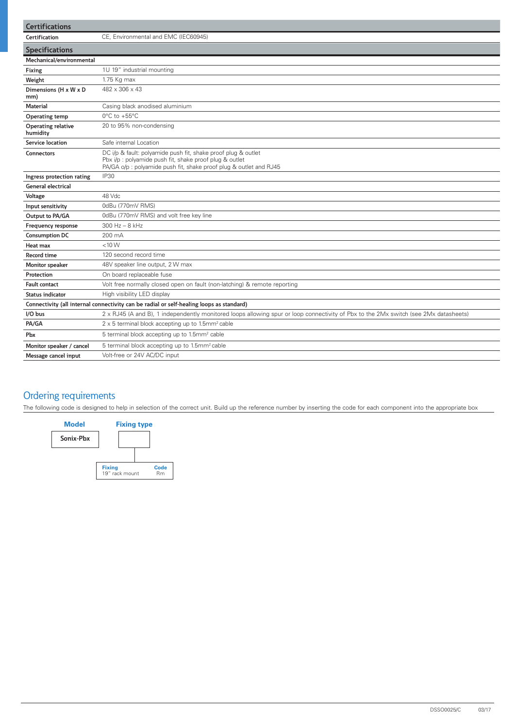## Certifications

| | |
|---|---|
| Certification | CE, Environmental and EMC (IEC60945) |

## Specifications

| | |
|---|---|
| **Mechanical/environmental** | |
| Fixing | 1U 19" industrial mounting |
| Weight | 1.75 Kg max |
| Dimensions (H x W x D mm) | 482 x 306 x 43 |
| Material | Casing black anodised aluminium |
| Operating temp | 0°C to +55°C |
| Operating relative humidity | 20 to 95% non-condensing |
| Service location | Safe internal Location |
| Connectors | DC i/p & fault: polyamide push fit, shake proof plug & outlet<br>Pbx i/p : polyamide push fit, shake proof plug & outlet<br>PA/GA o/p : polyamide push fit, shake proof plug & outlet and RJ45 |
| Ingress protection rating | IP30 |
| **General electrical** | |
| Voltage | 48 Vdc |
| Input sensitivity | 0dBu (770mV RMS) |
| Output to PA/GA | 0dBu (770mV RMS) and volt free key line |
| Frequency response | 300 Hz – 8 kHz |
| Consumption DC | 200 mA |
| Heat max | <10 W |
| Record time | 120 second record time |
| Monitor speaker | 48V speaker line output, 2 W max |
| Protection | On board replaceable fuse |
| Fault contact | Volt free normally closed open on fault (non-latching) & remote reporting |
| Status indicator | High visibility LED display |
| **Connectivity (all internal connectivity can be radial or self-healing loops as standard)** | |
| I/O bus | 2 x RJ45 (A and B), 1 independently monitored loops allowing spur or loop connectivity of Pbx to the 2Mx switch (see 2Mx datasheets) |
| PA/GA | 2 x 5 terminal block accepting up to 1.5mm² cable |
| Pbx | 5 terminal block accepting up to 1.5mm² cable |
| Monitor speaker / cancel | 5 terminal block accepting up to 1.5mm² cable |
| Message cancel input | Volt-free or 24V AC/DC input |

## Ordering requirements

The following code is designed to help in selection of the correct unit. Build up the reference number by inserting the code for each component into the appropriate box

**Model**

Sonix-Pbx

**Fixing type**

| Fixing | Code |
|---|---|
| 19" rack mount | Rm |

DSSO0025/C 03/17